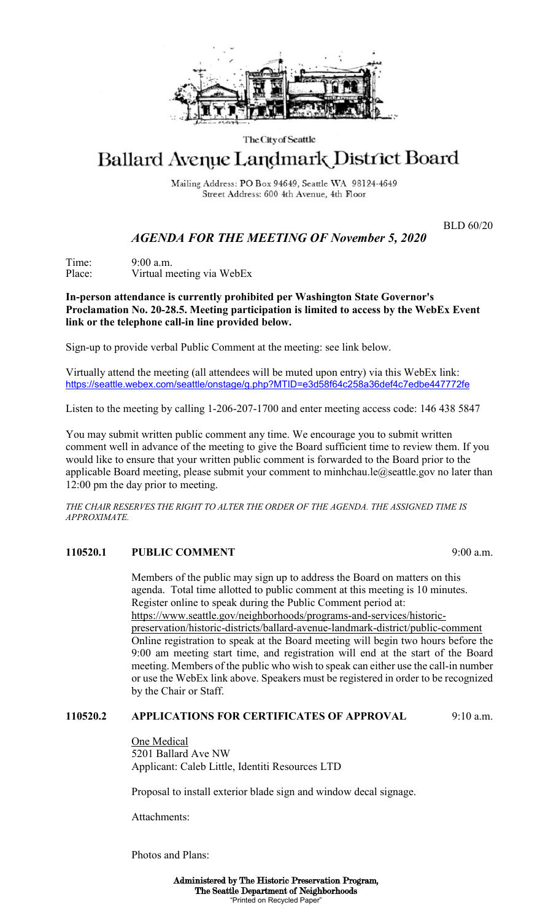The City of Seattle

# Ballard Avenue Landmark District Board

Mailing Address: PO Box 94649, Seattle WA 98124-4649
Street Address: 600 4th Avenue, 4th Floor

BLD 60/20

## *AGENDA FOR THE MEETING OF November 5, 2020*

Time: 9:00 a.m.
Place: Virtual meeting via WebEx

**In-person attendance is currently prohibited per Washington State Governor's Proclamation No. 20-28.5. Meeting participation is limited to access by the WebEx Event link or the telephone call-in line provided below.**

Sign-up to provide verbal Public Comment at the meeting: see link below.

Virtually attend the meeting (all attendees will be muted upon entry) via this WebEx link: https://seattle.webex.com/seattle/onstage/g.php?MTID=e3d58f64c258a36def4c7edbe447772fe

Listen to the meeting by calling 1-206-207-1700 and enter meeting access code: 146 438 5847

You may submit written public comment any time. We encourage you to submit written comment well in advance of the meeting to give the Board sufficient time to review them. If you would like to ensure that your written public comment is forwarded to the Board prior to the applicable Board meeting, please submit your comment to minhchau.le@seattle.gov no later than 12:00 pm the day prior to meeting.

*THE CHAIR RESERVES THE RIGHT TO ALTER THE ORDER OF THE AGENDA. THE ASSIGNED TIME IS APPROXIMATE.*

### 110520.1 PUBLIC COMMENT 9:00 a.m.

Members of the public may sign up to address the Board on matters on this agenda. Total time allotted to public comment at this meeting is 10 minutes. Register online to speak during the Public Comment period at: https://www.seattle.gov/neighborhoods/programs-and-services/historic-preservation/historic-districts/ballard-avenue-landmark-district/public-comment Online registration to speak at the Board meeting will begin two hours before the 9:00 am meeting start time, and registration will end at the start of the Board meeting. Members of the public who wish to speak can either use the call-in number or use the WebEx link above. Speakers must be registered in order to be recognized by the Chair or Staff.

### 110520.2 APPLICATIONS FOR CERTIFICATES OF APPROVAL 9:10 a.m.

One Medical
5201 Ballard Ave NW
Applicant: Caleb Little, Identiti Resources LTD

Proposal to install exterior blade sign and window decal signage.

Attachments:

Photos and Plans:

**Administered by The Historic Preservation Program,**
**The Seattle Department of Neighborhoods**
"Printed on Recycled Paper"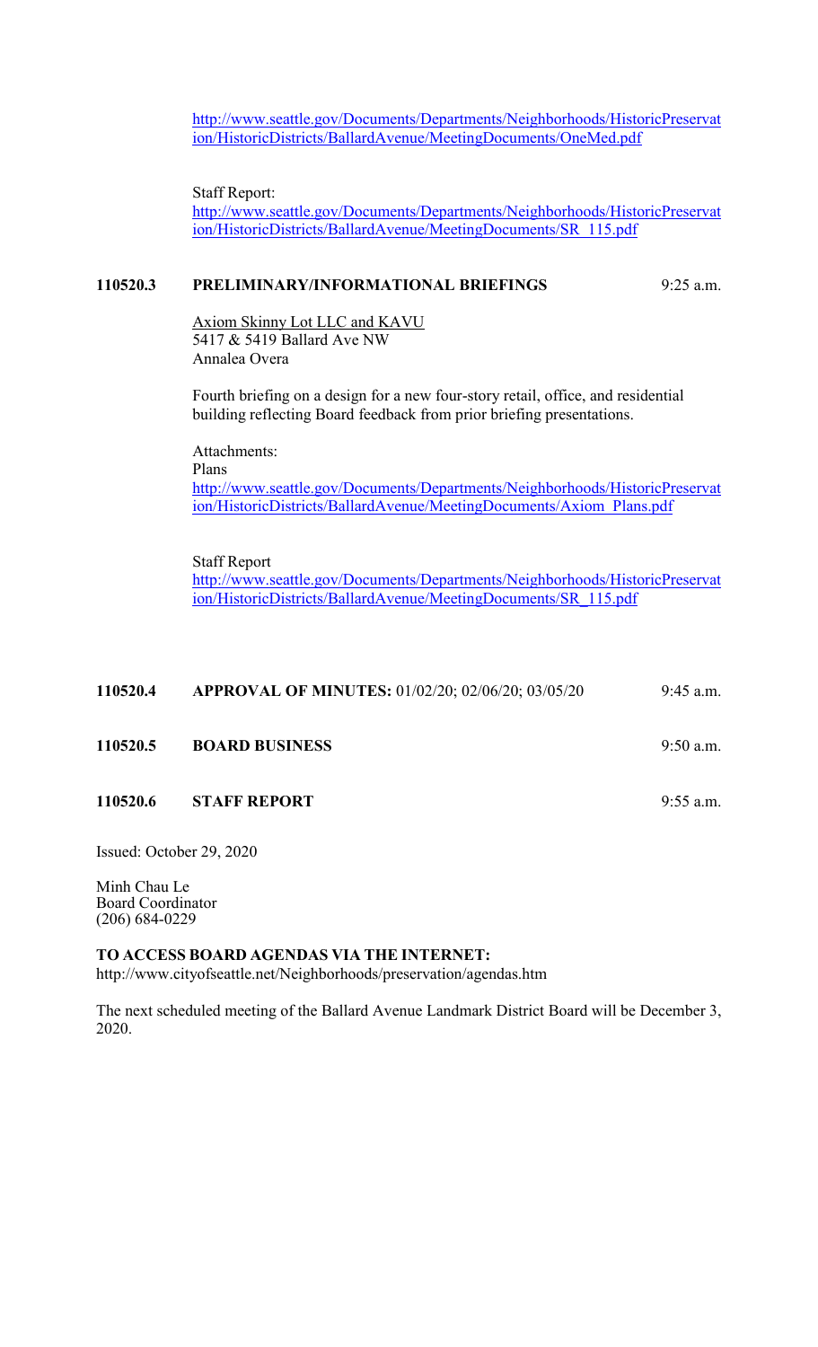http://www.seattle.gov/Documents/Departments/Neighborhoods/HistoricPreservation/HistoricDistricts/BallardAvenue/MeetingDocuments/OneMed.pdf

Staff Report:
http://www.seattle.gov/Documents/Departments/Neighborhoods/HistoricPreservation/HistoricDistricts/BallardAvenue/MeetingDocuments/SR_115.pdf

**110520.3 PRELIMINARY/INFORMATIONAL BRIEFINGS** 9:25 a.m.

Axiom Skinny Lot LLC and KAVU
5417 & 5419 Ballard Ave NW
Annalea Overa

Fourth briefing on a design for a new four-story retail, office, and residential building reflecting Board feedback from prior briefing presentations.

Attachments:
Plans
http://www.seattle.gov/Documents/Departments/Neighborhoods/HistoricPreservation/HistoricDistricts/BallardAvenue/MeetingDocuments/Axiom_Plans.pdf

Staff Report
http://www.seattle.gov/Documents/Departments/Neighborhoods/HistoricPreservation/HistoricDistricts/BallardAvenue/MeetingDocuments/SR_115.pdf

**110520.4 APPROVAL OF MINUTES:** 01/02/20; 02/06/20; 03/05/20 9:45 a.m.

**110520.5 BOARD BUSINESS** 9:50 a.m.

**110520.6 STAFF REPORT** 9:55 a.m.

Issued: October 29, 2020

Minh Chau Le
Board Coordinator
(206) 684-0229

**TO ACCESS BOARD AGENDAS VIA THE INTERNET:**
http://www.cityofseattle.net/Neighborhoods/preservation/agendas.htm

The next scheduled meeting of the Ballard Avenue Landmark District Board will be December 3, 2020.